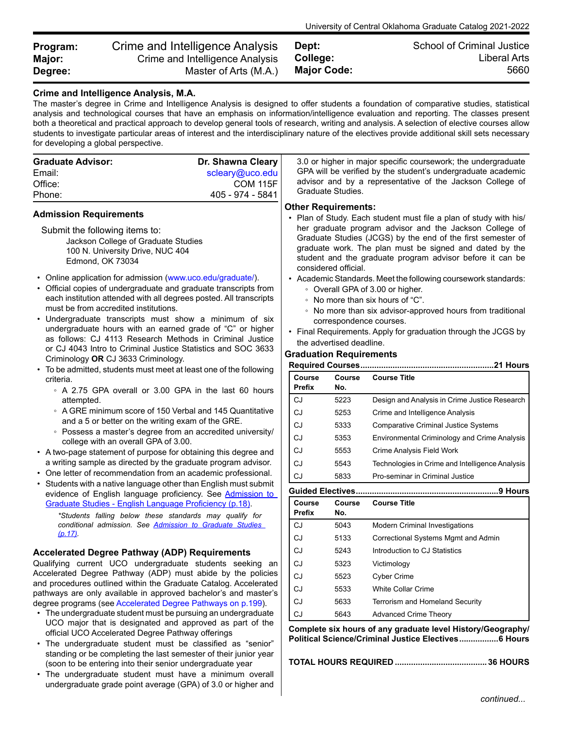| **Program:** | Crime and Intelligence Analysis | **Dept:** | School of Criminal Justice |
|---|---|---|---|
| **Major:** | Crime and Intelligence Analysis | **College:** | Liberal Arts |
| **Degree:** | Master of Arts (M.A.) | **Major Code:** | 5660 |

## Crime and Intelligence Analysis, M.A.

The master's degree in Crime and Intelligence Analysis is designed to offer students a foundation of comparative studies, statistical analysis and technological courses that have an emphasis on information/intelligence evaluation and reporting. The classes present both a theoretical and practical approach to develop general tools of research, writing and analysis. A selection of elective courses allow students to investigate particular areas of interest and the interdisciplinary nature of the electives provide additional skill sets necessary for developing a global perspective.

| **Graduate Advisor:** | **Dr. Shawna Cleary** |
|---|---|
| Email: | scleary@uco.edu |
| Office: | COM 115F |
| Phone: | 405 - 974 - 5841 |

### Admission Requirements

Submit the following items to:

Jackson College of Graduate Studies
100 N. University Drive, NUC 404
Edmond, OK 73034

- Online application for admission (www.uco.edu/graduate/).
- Official copies of undergraduate and graduate transcripts from each institution attended with all degrees posted. All transcripts must be from accredited institutions.
- Undergraduate transcripts must show a minimum of six undergraduate hours with an earned grade of "C" or higher as follows: CJ 4113 Research Methods in Criminal Justice or CJ 4043 Intro to Criminal Justice Statistics and SOC 3633 Criminology **OR** CJ 3633 Criminology.
- To be admitted, students must meet at least one of the following criteria.
  - A 2.75 GPA overall or 3.00 GPA in the last 60 hours attempted.
  - A GRE minimum score of 150 Verbal and 145 Quantitative and a 5 or better on the writing exam of the GRE.
  - Possess a master's degree from an accredited university/college with an overall GPA of 3.00.
- A two-page statement of purpose for obtaining this degree and a writing sample as directed by the graduate program advisor.
- One letter of recommendation from an academic professional.
- Students with a native language other than English must submit evidence of English language proficiency. See Admission to Graduate Studies - English Language Proficiency (p.18).

*\*Students falling below these standards may qualify for conditional admission. See Admission to Graduate Studies (p.17).*

### Accelerated Degree Pathway (ADP) Requirements

Qualifying current UCO undergraduate students seeking an Accelerated Degree Pathway (ADP) must abide by the policies and procedures outlined within the Graduate Catalog. Accelerated pathways are only available in approved bachelor's and master's degree programs (see Accelerated Degree Pathways on p.199).

- The undergraduate student must be pursuing an undergraduate UCO major that is designated and approved as part of the official UCO Accelerated Degree Pathway offerings
- The undergraduate student must be classified as "senior" standing or be completing the last semester of their junior year (soon to be entering into their senior undergraduate year
- The undergraduate student must have a minimum overall undergraduate grade point average (GPA) of 3.0 or higher and 3.0 or higher in major specific coursework; the undergraduate GPA will be verified by the student's undergraduate academic advisor and by a representative of the Jackson College of Graduate Studies.

### Other Requirements:

- Plan of Study. Each student must file a plan of study with his/her graduate program advisor and the Jackson College of Graduate Studies (JCGS) by the end of the first semester of graduate work. The plan must be signed and dated by the student and the graduate program advisor before it can be considered official.
- Academic Standards. Meet the following coursework standards:
  - Overall GPA of 3.00 or higher.
  - No more than six hours of "C".
  - No more than six advisor-approved hours from traditional correspondence courses.
- Final Requirements. Apply for graduation through the JCGS by the advertised deadline.

### Graduation Requirements

**Required Courses..........21 Hours**

| Course Prefix | Course No. | Course Title |
|---|---|---|
| CJ | 5223 | Design and Analysis in Crime Justice Research |
| CJ | 5253 | Crime and Intelligence Analysis |
| CJ | 5333 | Comparative Criminal Justice Systems |
| CJ | 5353 | Environmental Criminology and Crime Analysis |
| CJ | 5553 | Crime Analysis Field Work |
| CJ | 5543 | Technologies in Crime and Intelligence Analysis |
| CJ | 5833 | Pro-seminar in Criminal Justice |

**Guided Electives..........9 Hours**

| Course Prefix | Course No. | Course Title |
|---|---|---|
| CJ | 5043 | Modern Criminal Investigations |
| CJ | 5133 | Correctional Systems Mgmt and Admin |
| CJ | 5243 | Introduction to CJ Statistics |
| CJ | 5323 | Victimology |
| CJ | 5523 | Cyber Crime |
| CJ | 5533 | White Collar Crime |
| CJ | 5633 | Terrorism and Homeland Security |
| CJ | 5643 | Advanced Crime Theory |

**Complete six hours of any graduate level History/Geography/Political Science/Criminal Justice Electives..........6 Hours**

**TOTAL HOURS REQUIRED..........36 HOURS**

*continued...*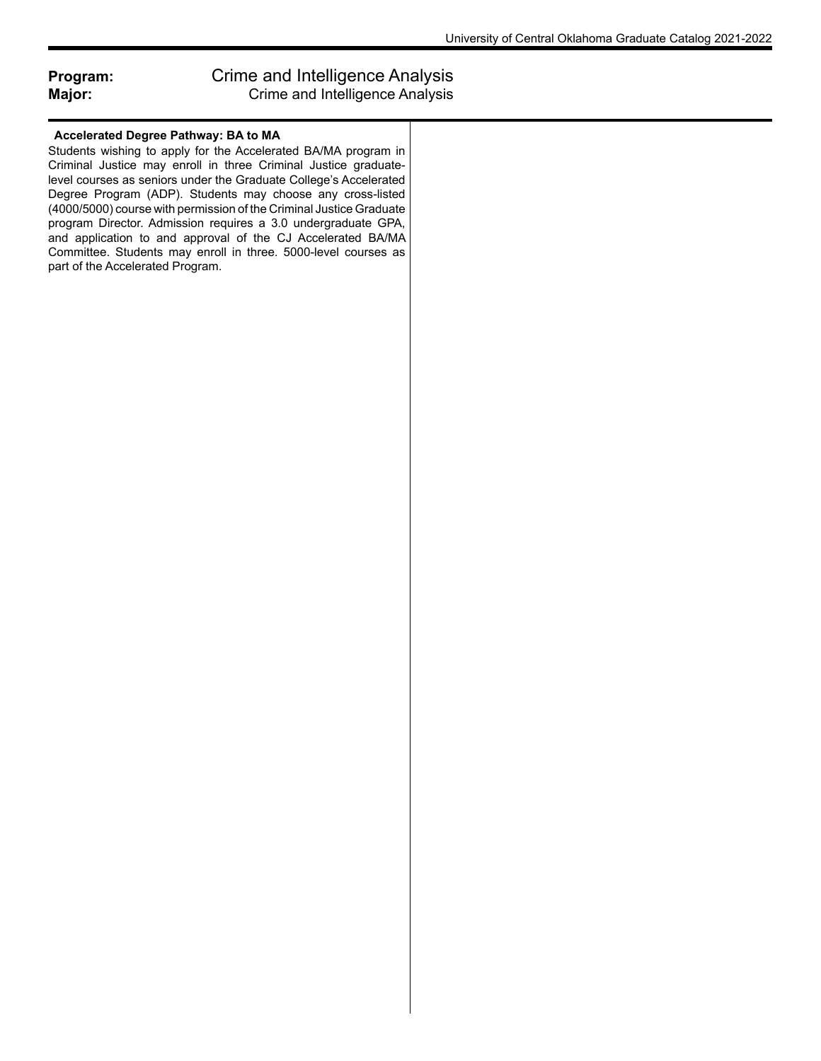**Program:** Crime and Intelligence Analysis
**Major:** Crime and Intelligence Analysis

### Accelerated Degree Pathway: BA to MA

Students wishing to apply for the Accelerated BA/MA program in Criminal Justice may enroll in three Criminal Justice graduate-level courses as seniors under the Graduate College's Accelerated Degree Program (ADP). Students may choose any cross-listed (4000/5000) course with permission of the Criminal Justice Graduate program Director. Admission requires a 3.0 undergraduate GPA, and application to and approval of the CJ Accelerated BA/MA Committee. Students may enroll in three. 5000-level courses as part of the Accelerated Program.